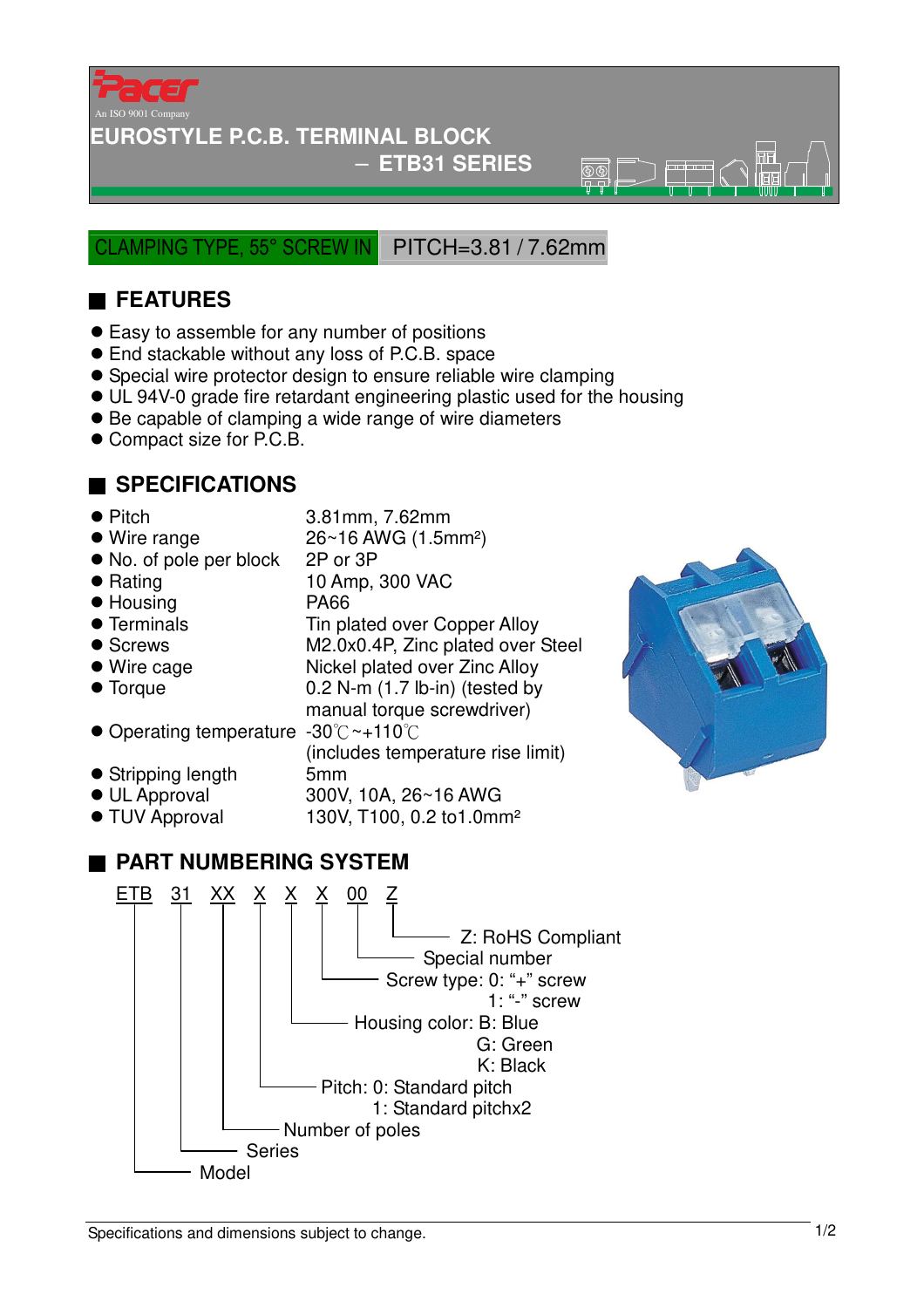Pacer

An ISO 9001 Company

# EUROSTYLE P.C.B. TERMINAL BLOCK

## – ETB31 SERIES

CLAMPING TYPE, 55° SCREW IN | PITCH=3.81 / 7.62mm

## FEATURES

- Easy to assemble for any number of positions
- End stackable without any loss of P.C.B. space
- Special wire protector design to ensure reliable wire clamping
- UL 94V-0 grade fire retardant engineering plastic used for the housing
- Be capable of clamping a wide range of wire diameters
- Compact size for P.C.B.

## SPECIFICATIONS

| | |
|---|---|
| Pitch | 3.81mm, 7.62mm |
| Wire range | 26~16 AWG (1.5mm²) |
| No. of pole per block | 2P or 3P |
| Rating | 10 Amp, 300 VAC |
| Housing | PA66 |
| Terminals | Tin plated over Copper Alloy |
| Screws | M2.0x0.4P, Zinc plated over Steel |
| Wire cage | Nickel plated over Zinc Alloy |
| Torque | 0.2 N-m (1.7 lb-in) (tested by manual torque screwdriver) |
| Operating temperature | -30℃~+110℃ (includes temperature rise limit) |
| Stripping length | 5mm |
| UL Approval | 300V, 10A, 26~16 AWG |
| TUV Approval | 130V, T100, 0.2 to1.0mm² |

## PART NUMBERING SYSTEM

ETB 31 XX X X X 00 Z

- Z: RoHS Compliant
- 00: Special number
- X: Screw type: 0: "+" screw
  - 1: "-" screw
- X: Housing color: B: Blue
  - G: Green
  - K: Black
- X: Pitch: 0: Standard pitch
  - 1: Standard pitchx2
- XX: Number of poles
- 31: Series
- ETB: Model

Specifications and dimensions subject to change.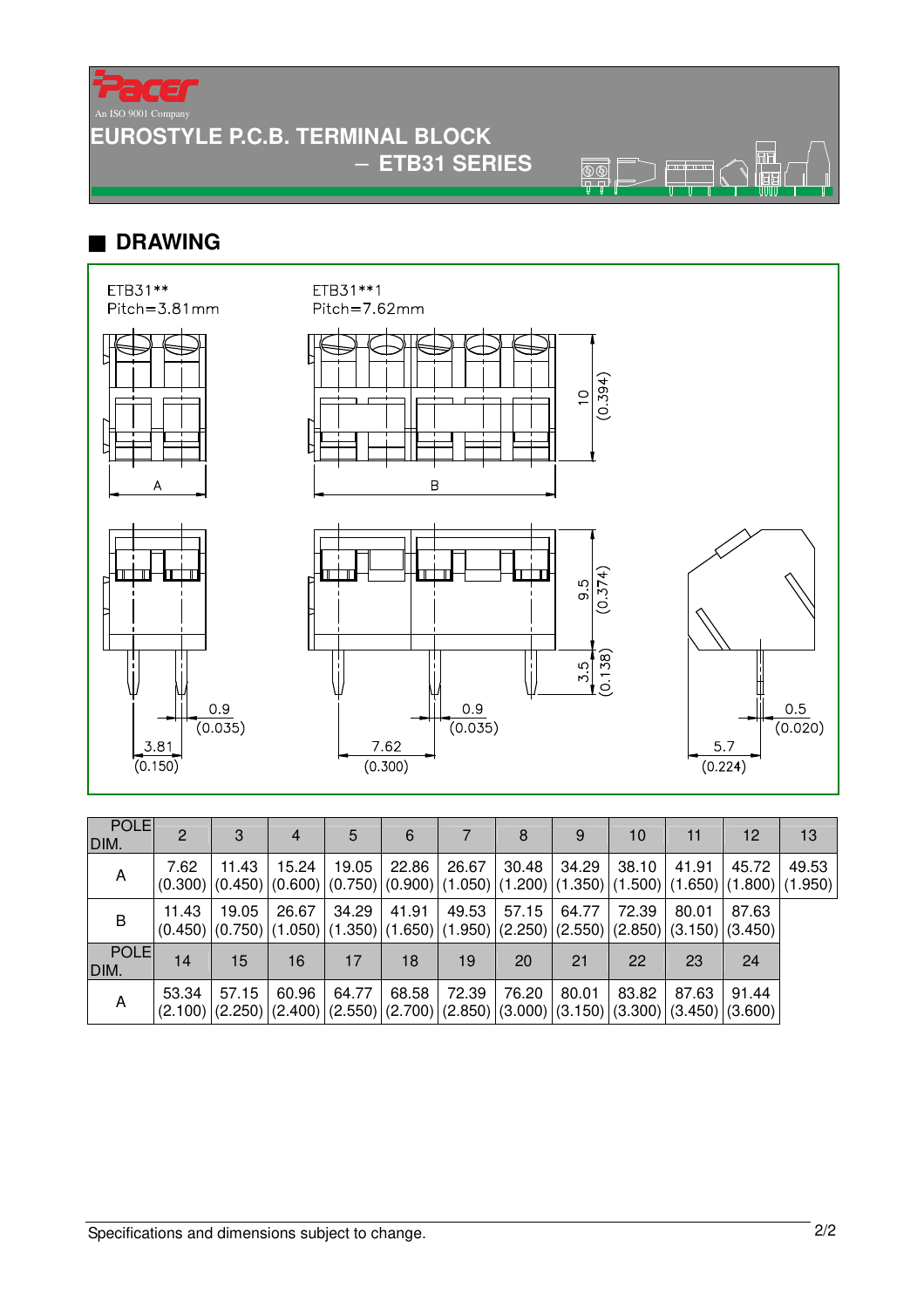# EUROSTYLE P.C.B. TERMINAL BLOCK

## – ETB31 SERIES

## ■ DRAWING

ETB31**
Pitch=3.81mm

ETB31**1
Pitch=7.62mm

A

B

10
(0.394)

9.5
(0.374)

3.5
(0.138)

0.9
(0.035)

3.81
(0.150)

0.9
(0.035)

7.62
(0.300)

0.5
(0.020)

5.7
(0.224)

| POLE / DIM. | 2 | 3 | 4 | 5 | 6 | 7 | 8 | 9 | 10 | 11 | 12 | 13 |
|---|---|---|---|---|---|---|---|---|---|---|---|---|
| A | 7.62 (0.300) | 11.43 (0.450) | 15.24 (0.600) | 19.05 (0.750) | 22.86 (0.900) | 26.67 (1.050) | 30.48 (1.200) | 34.29 (1.350) | 38.10 (1.500) | 41.91 (1.650) | 45.72 (1.800) | 49.53 (1.950) |
| B | 11.43 (0.450) | 19.05 (0.750) | 26.67 (1.050) | 34.29 (1.350) | 41.91 (1.650) | 49.53 (1.950) | 57.15 (2.250) | 64.77 (2.550) | 72.39 (2.850) | 80.01 (3.150) | 87.63 (3.450) | |
| **POLE / DIM.** | **14** | **15** | **16** | **17** | **18** | **19** | **20** | **21** | **22** | **23** | **24** | |
| A | 53.34 (2.100) | 57.15 (2.250) | 60.96 (2.400) | 64.77 (2.550) | 68.58 (2.700) | 72.39 (2.850) | 76.20 (3.000) | 80.01 (3.150) | 83.82 (3.300) | 87.63 (3.450) | 91.44 (3.600) | |

Specifications and dimensions subject to change.